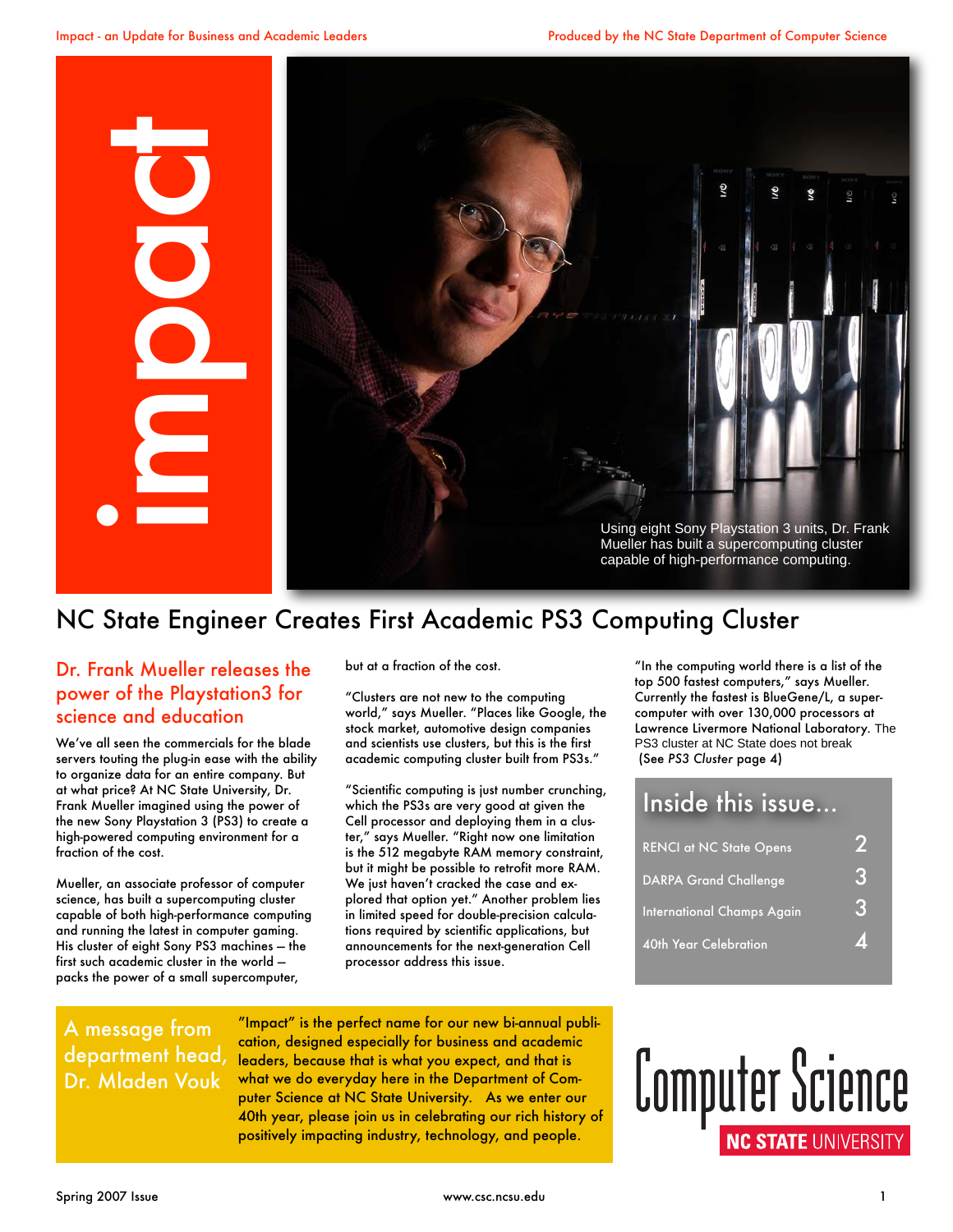# impact

Using eight Sony Playstation 3 units, Dr. Frank Mueller has built a supercomputing cluster capable of high-performance computing.

## NC State Engineer Creates First Academic PS3 Computing Cluster

### Dr. Frank Mueller releases the power of the Playstation3 for science and education

We've all seen the commercials for the blade servers touting the plug-in ease with the ability to organize data for an entire company. But at what price? At NC State University, Dr. Frank Mueller imagined using the power of the new Sony Playstation 3 (PS3) to create a high-powered computing environment for a fraction of the cost.

Mueller, an associate professor of computer science, has built a supercomputing cluster capable of both high-performance computing and running the latest in computer gaming. His cluster of eight Sony PS3 machines – the first such academic cluster in the world – packs the power of a small supercomputer, but at a fraction of the cost.

"Clusters are not new to the computing world," says Mueller. "Places like Google, the stock market, automotive design companies and scientists use clusters, but this is the first academic computing cluster built from PS3s."

"Scientific computing is just number crunching, which the PS3s are very good at given the Cell processor and deploying them in a cluster," says Mueller. "Right now one limitation is the 512 megabyte RAM memory constraint, but it might be possible to retrofit more RAM. We just haven't cracked the case and explored that option yet." Another problem lies in limited speed for double-precision calculations required by scientific applications, but announcements for the next-generation Cell processor address this issue.

"In the computing world there is a list of the top 500 fastest computers," says Mueller. Currently the fastest is BlueGene/L, a supercomputer with over 130,000 processors at Lawrence Livermore National Laboratory. The PS3 cluster at NC State does not break (See *PS3 Cluster* page 4)

### Inside this issue...

| | |
|---|---|
| RENCI at NC State Opens | 2 |
| DARPA Grand Challenge | 3 |
| International Champs Again | 3 |
| 40th Year Celebration | 4 |

### A message from department head, Dr. Mladen Vouk

"Impact" is the perfect name for our new bi-annual publication, designed especially for business and academic leaders, because that is what you expect, and that is what we do everyday here in the Department of Computer Science at NC State University. As we enter our 40th year, please join us in celebrating our rich history of positively impacting industry, technology, and people.

Computer Science
NC STATE UNIVERSITY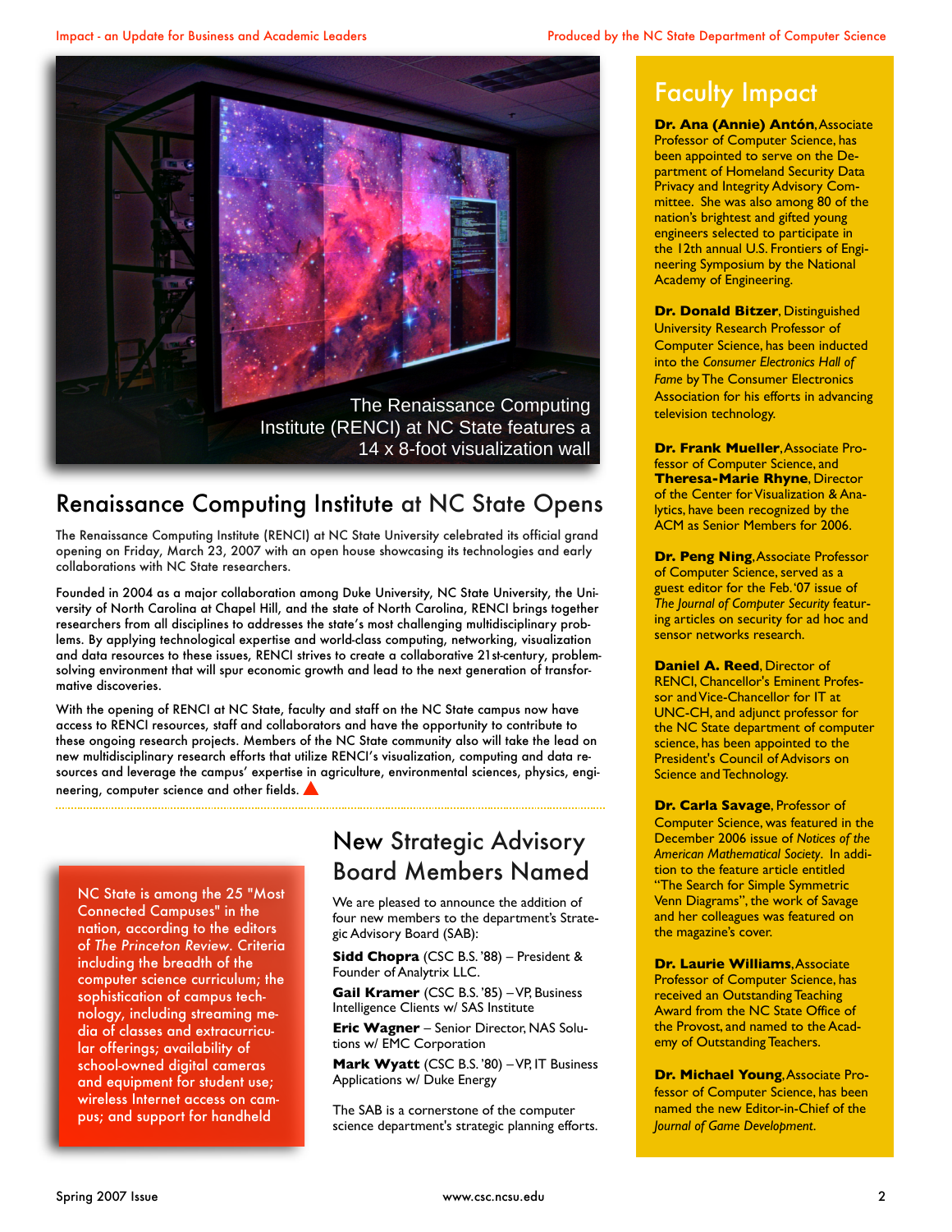The Renaissance Computing Institute (RENCI) at NC State features a 14 x 8-foot visualization wall

## Renaissance Computing Institute at NC State Opens

The Renaissance Computing Institute (RENCI) at NC State University celebrated its official grand opening on Friday, March 23, 2007 with an open house showcasing its technologies and early collaborations with NC State researchers.

Founded in 2004 as a major collaboration among Duke University, NC State University, the University of North Carolina at Chapel Hill, and the state of North Carolina, RENCI brings together researchers from all disciplines to addresses the state's most challenging multidisciplinary problems. By applying technological expertise and world-class computing, networking, visualization and data resources to these issues, RENCI strives to create a collaborative 21st-century, problem-solving environment that will spur economic growth and lead to the next generation of transformative discoveries.

With the opening of RENCI at NC State, faculty and staff on the NC State campus now have access to RENCI resources, staff and collaborators and have the opportunity to contribute to these ongoing research projects. Members of the NC State community also will take the lead on new multidisciplinary research efforts that utilize RENCI's visualization, computing and data resources and leverage the campus' expertise in agriculture, environmental sciences, physics, engineering, computer science and other fields.

NC State is among the 25 "Most Connected Campuses" in the nation, according to the editors of *The Princeton Review*. Criteria including the breadth of the computer science curriculum; the sophistication of campus technology, including streaming media of classes and extracurricular offerings; availability of school-owned digital cameras and equipment for student use; wireless Internet access on campus; and support for handheld

## New Strategic Advisory Board Members Named

We are pleased to announce the addition of four new members to the department's Strategic Advisory Board (SAB):

**Sidd Chopra** (CSC B.S. '88) – President & Founder of Analytrix LLC.

**Gail Kramer** (CSC B.S. '85) – VP, Business Intelligence Clients w/ SAS Institute

**Eric Wagner** – Senior Director, NAS Solutions w/ EMC Corporation

**Mark Wyatt** (CSC B.S. '80) – VP, IT Business Applications w/ Duke Energy

The SAB is a cornerstone of the computer science department's strategic planning efforts.

## Faculty Impact

**Dr. Ana (Annie) Antón**, Associate Professor of Computer Science, has been appointed to serve on the Department of Homeland Security Data Privacy and Integrity Advisory Committee. She was also among 80 of the nation's brightest and gifted young engineers selected to participate in the 12th annual U.S. Frontiers of Engineering Symposium by the National Academy of Engineering.

**Dr. Donald Bitzer**, Distinguished University Research Professor of Computer Science, has been inducted into the *Consumer Electronics Hall of Fame* by The Consumer Electronics Association for his efforts in advancing television technology.

**Dr. Frank Mueller**, Associate Professor of Computer Science, and **Theresa-Marie Rhyne**, Director of the Center for Visualization & Analytics, have been recognized by the ACM as Senior Members for 2006.

**Dr. Peng Ning**, Associate Professor of Computer Science, served as a guest editor for the Feb. '07 issue of *The Journal of Computer Security* featuring articles on security for ad hoc and sensor networks research.

**Daniel A. Reed**, Director of RENCI, Chancellor's Eminent Professor and Vice-Chancellor for IT at UNC-CH, and adjunct professor for the NC State department of computer science, has been appointed to the President's Council of Advisors on Science and Technology.

**Dr. Carla Savage**, Professor of Computer Science, was featured in the December 2006 issue of *Notices of the American Mathematical Society*. In addition to the feature article entitled "The Search for Simple Symmetric Venn Diagrams", the work of Savage and her colleagues was featured on the magazine's cover.

**Dr. Laurie Williams**, Associate Professor of Computer Science, has received an Outstanding Teaching Award from the NC State Office of the Provost, and named to the Academy of Outstanding Teachers.

**Dr. Michael Young**, Associate Professor of Computer Science, has been named the new Editor-in-Chief of the *Journal of Game Development*.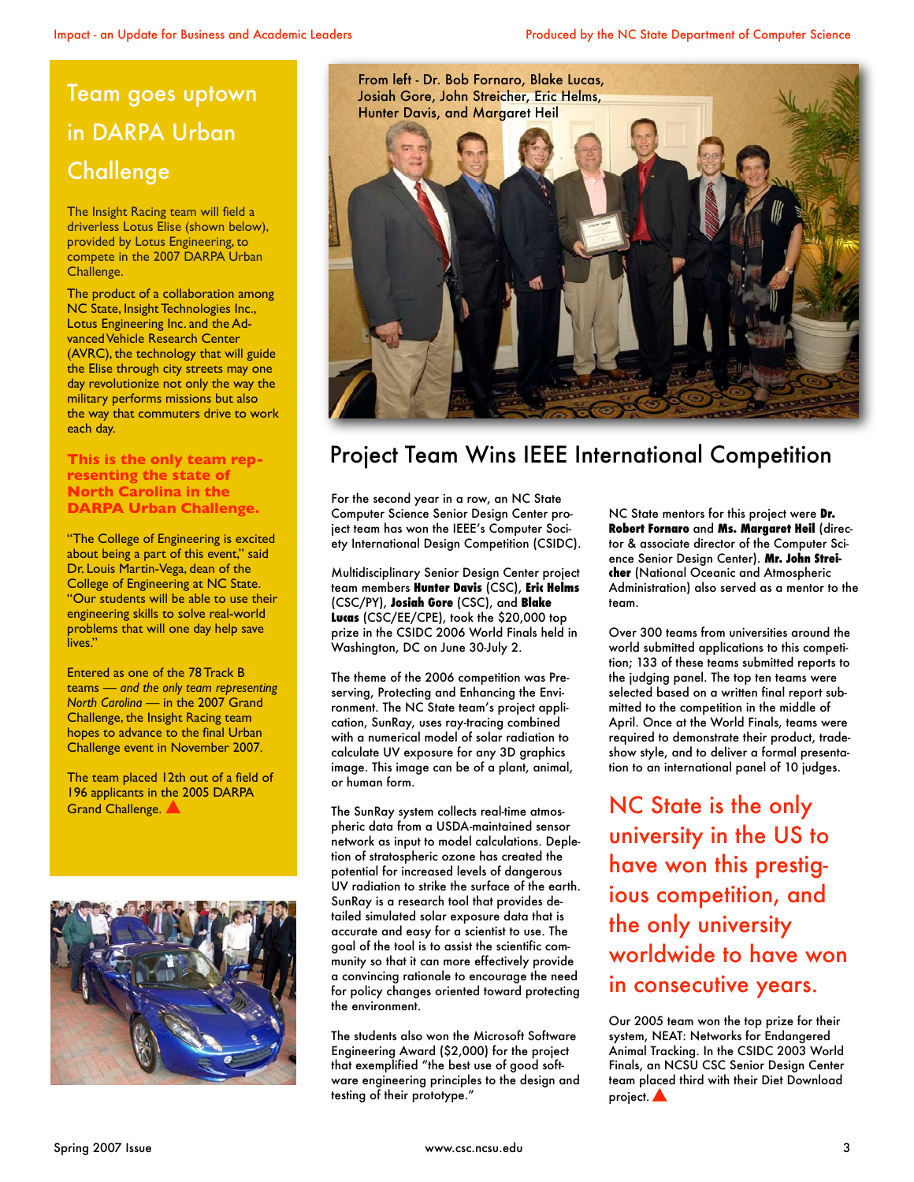## Team goes uptown in DARPA Urban Challenge

The Insight Racing team will field a driverless Lotus Elise (shown below), provided by Lotus Engineering, to compete in the 2007 DARPA Urban Challenge.

The product of a collaboration among NC State, Insight Technologies Inc., Lotus Engineering Inc. and the Advanced Vehicle Research Center (AVRC), the technology that will guide the Elise through city streets may one day revolutionize not only the way the military performs missions but also the way that commuters drive to work each day.

**This is the only team representing the state of North Carolina in the DARPA Urban Challenge.**

"The College of Engineering is excited about being a part of this event," said Dr. Louis Martin-Vega, dean of the College of Engineering at NC State. "Our students will be able to use their engineering skills to solve real-world problems that will one day help save lives."

Entered as one of the 78 Track B teams — *and the only team representing North Carolina* — in the 2007 Grand Challenge, the Insight Racing team hopes to advance to the final Urban Challenge event in November 2007.

The team placed 12th out of a field of 196 applicants in the 2005 DARPA Grand Challenge. ▲

From left - Dr. Bob Fornaro, Blake Lucas, Josiah Gore, John Streicher, Eric Helms, Hunter Davis, and Margaret Heil

## Project Team Wins IEEE International Competition

For the second year in a row, an NC State Computer Science Senior Design Center project team has won the IEEE's Computer Society International Design Competition (CSIDC).

Multidisciplinary Senior Design Center project team members **Hunter Davis** (CSC), **Eric Helms** (CSC/PY), **Josiah Gore** (CSC), and **Blake Lucas** (CSC/EE/CPE), took the $20,000 top prize in the CSIDC 2006 World Finals held in Washington, DC on June 30-July 2.

The theme of the 2006 competition was Preserving, Protecting and Enhancing the Environment. The NC State team's project application, SunRay, uses ray-tracing combined with a numerical model of solar radiation to calculate UV exposure for any 3D graphics image. This image can be of a plant, animal, or human form.

The SunRay system collects real-time atmospheric data from a USDA-maintained sensor network as input to model calculations. Depletion of stratospheric ozone has created the potential for increased levels of dangerous UV radiation to strike the surface of the earth. SunRay is a research tool that provides detailed simulated solar exposure data that is accurate and easy for a scientist to use. The goal of the tool is to assist the scientific community so that it can more effectively provide a convincing rationale to encourage the need for policy changes oriented toward protecting the environment.

The students also won the Microsoft Software Engineering Award ($2,000) for the project that exemplified "the best use of good software engineering principles to the design and testing of their prototype."

NC State mentors for this project were **Dr. Robert Fornaro** and **Ms. Margaret Heil** (director & associate director of the Computer Science Senior Design Center). **Mr. John Streicher** (National Oceanic and Atmospheric Administration) also served as a mentor to the team.

Over 300 teams from universities around the world submitted applications to this competition; 133 of these teams submitted reports to the judging panel. The top ten teams were selected based on a written final report submitted to the competition in the middle of April. Once at the World Finals, teams were required to demonstrate their product, tradeshow style, and to deliver a formal presentation to an international panel of 10 judges.

**NC State is the only university in the US to have won this prestigious competition, and the only university worldwide to have won in consecutive years.**

Our 2005 team won the top prize for their system, NEAT: Networks for Endangered Animal Tracking. In the CSIDC 2003 World Finals, an NCSU CSC Senior Design Center team placed third with their Diet Download project. ▲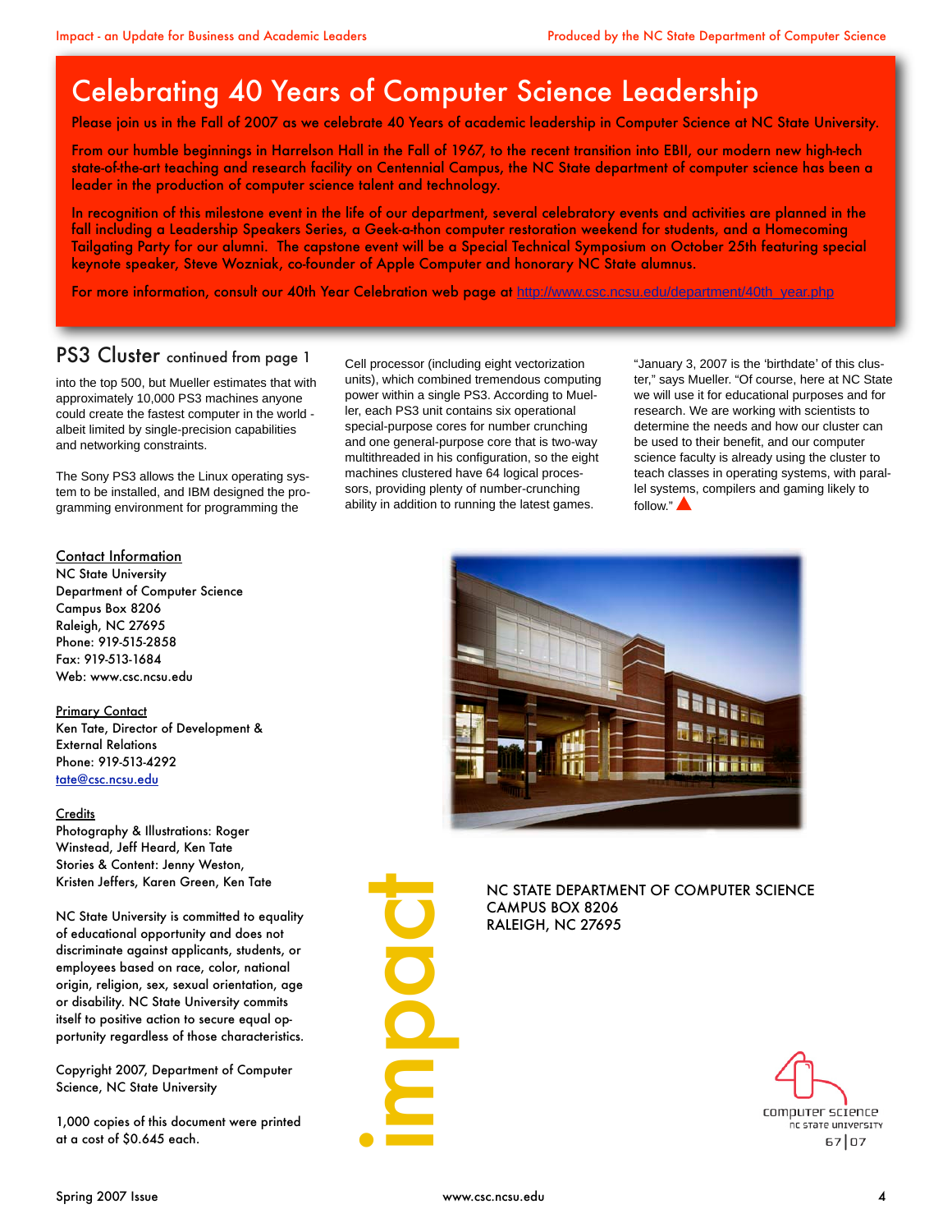# Celebrating 40 Years of Computer Science Leadership

Please join us in the Fall of 2007 as we celebrate 40 Years of academic leadership in Computer Science at NC State University.

From our humble beginnings in Harrelson Hall in the Fall of 1967, to the recent transition into EBII, our modern new high-tech state-of-the-art teaching and research facility on Centennial Campus, the NC State department of computer science has been a leader in the production of computer science talent and technology.

In recognition of this milestone event in the life of our department, several celebratory events and activities are planned in the fall including a Leadership Speakers Series, a Geek-a-thon computer restoration weekend for students, and a Homecoming Tailgating Party for our alumni. The capstone event will be a Special Technical Symposium on October 25th featuring special keynote speaker, Steve Wozniak, co-founder of Apple Computer and honorary NC State alumnus.

For more information, consult our 40th Year Celebration web page at http://www.csc.ncsu.edu/department/40th_year.php

## PS3 Cluster continued from page 1

into the top 500, but Mueller estimates that with approximately 10,000 PS3 machines anyone could create the fastest computer in the world - albeit limited by single-precision capabilities and networking constraints.

The Sony PS3 allows the Linux operating system to be installed, and IBM designed the programming environment for programming the Cell processor (including eight vectorization units), which combined tremendous computing power within a single PS3. According to Mueller, each PS3 unit contains six operational special-purpose cores for number crunching and one general-purpose core that is two-way multithreaded in his configuration, so the eight machines clustered have 64 logical processors, providing plenty of number-crunching ability in addition to running the latest games.

"January 3, 2007 is the 'birthdate' of this cluster," says Mueller. "Of course, here at NC State we will use it for educational purposes and for research. We are working with scientists to determine the needs and how our cluster can be used to their benefit, and our computer science faculty is already using the cluster to teach classes in operating systems, with parallel systems, compilers and gaming likely to follow."

Contact Information
NC State University
Department of Computer Science
Campus Box 8206
Raleigh, NC 27695
Phone: 919-515-2858
Fax: 919-513-1684
Web: www.csc.ncsu.edu

Primary Contact
Ken Tate, Director of Development & External Relations
Phone: 919-513-4292
tate@csc.ncsu.edu

Credits
Photography & Illustrations: Roger Winstead, Jeff Heard, Ken Tate
Stories & Content: Jenny Weston, Kristen Jeffers, Karen Green, Ken Tate

NC State University is committed to equality of educational opportunity and does not discriminate against applicants, students, or employees based on race, color, national origin, religion, sex, sexual orientation, age or disability. NC State University commits itself to positive action to secure equal opportunity regardless of those characteristics.

Copyright 2007, Department of Computer Science, NC State University

1,000 copies of this document were printed at a cost of $0.645 each.

impact

NC STATE DEPARTMENT OF COMPUTER SCIENCE
CAMPUS BOX 8206
RALEIGH, NC 27695

computer science
nc state university
67|07

Spring 2007 Issue